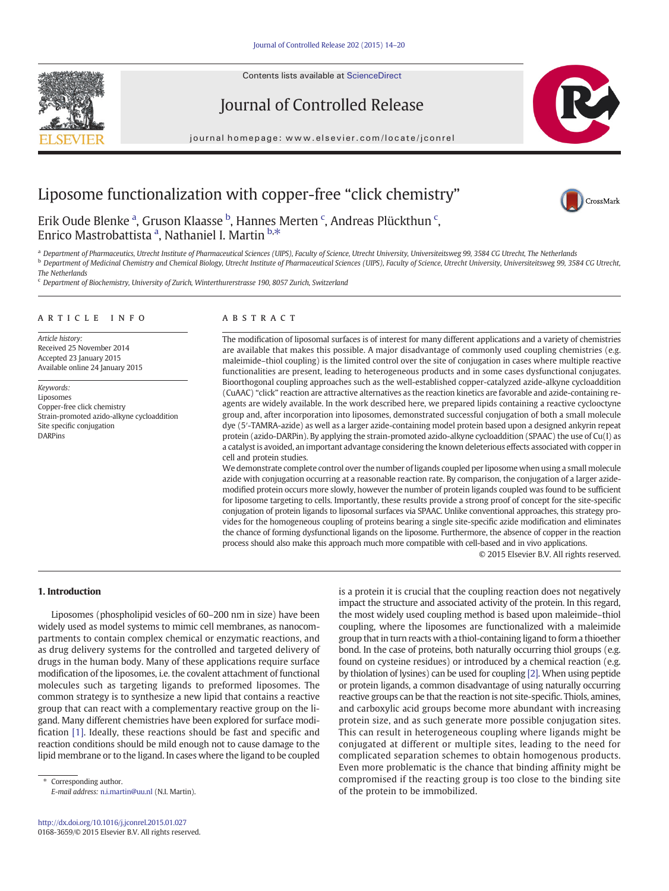# Liposome functionalization with copper-free "click chemistry"

Erik Oude Blenke [a], Gruson Klaasse [b], Hannes Merten [c], Andreas Plückthun [c], Enrico Mastrobattista [a], Nathaniel I. Martin [b,*]

[a] Department of Pharmaceutics, Utrecht Institute of Pharmaceutical Sciences (UIPS), Faculty of Science, Utrecht University, Universiteitsweg 99, 3584 CG Utrecht, The Netherlands

[b] Department of Medicinal Chemistry and Chemical Biology, Utrecht Institute of Pharmaceutical Sciences (UIPS), Faculty of Science, Utrecht University, Universiteitsweg 99, 3584 CG Utrecht, The Netherlands

[c] Department of Biochemistry, University of Zurich, Winterthurerstrasse 190, 8057 Zurich, Switzerland

## ARTICLE INFO

*Article history:*
Received 25 November 2014
Accepted 23 January 2015
Available online 24 January 2015

*Keywords:*
Liposomes
Copper-free click chemistry
Strain-promoted azido-alkyne cycloaddition
Site specific conjugation
DARPins

## ABSTRACT

The modification of liposomal surfaces is of interest for many different applications and a variety of chemistries are available that makes this possible. A major disadvantage of commonly used coupling chemistries (e.g. maleimide–thiol coupling) is the limited control over the site of conjugation in cases where multiple reactive functionalities are present, leading to heterogeneous products and in some cases dysfunctional conjugates. Bioorthogonal coupling approaches such as the well-established copper-catalyzed azide-alkyne cycloaddition (CuAAC) "click" reaction are attractive alternatives as the reaction kinetics are favorable and azide-containing reagents are widely available. In the work described here, we prepared lipids containing a reactive cyclooctyne group and, after incorporation into liposomes, demonstrated successful conjugation of both a small molecule dye (5′-TAMRA-azide) as well as a larger azide-containing model protein based upon a designed ankyrin repeat protein (azido-DARPin). By applying the strain-promoted azido-alkyne cycloaddition (SPAAC) the use of Cu(I) as a catalyst is avoided, an important advantage considering the known deleterious effects associated with copper in cell and protein studies.

We demonstrate complete control over the number of ligands coupled per liposome when using a small molecule azide with conjugation occurring at a reasonable reaction rate. By comparison, the conjugation of a larger azide-modified protein occurs more slowly, however the number of protein ligands coupled was found to be sufficient for liposome targeting to cells. Importantly, these results provide a strong proof of concept for the site-specific conjugation of protein ligands to liposomal surfaces via SPAAC. Unlike conventional approaches, this strategy provides for the homogeneous coupling of proteins bearing a single site-specific azide modification and eliminates the chance of forming dysfunctional ligands on the liposome. Furthermore, the absence of copper in the reaction process should also make this approach much more compatible with cell-based and in vivo applications.

© 2015 Elsevier B.V. All rights reserved.

## 1. Introduction

Liposomes (phospholipid vesicles of 60–200 nm in size) have been widely used as model systems to mimic cell membranes, as nanocompartments to contain complex chemical or enzymatic reactions, and as drug delivery systems for the controlled and targeted delivery of drugs in the human body. Many of these applications require surface modification of the liposomes, i.e. the covalent attachment of functional molecules such as targeting ligands to preformed liposomes. The common strategy is to synthesize a new lipid that contains a reactive group that can react with a complementary reactive group on the ligand. Many different chemistries have been explored for surface modification [1]. Ideally, these reactions should be fast and specific and reaction conditions should be mild enough not to cause damage to the lipid membrane or to the ligand. In cases where the ligand to be coupled is a protein it is crucial that the coupling reaction does not negatively impact the structure and associated activity of the protein. In this regard, the most widely used coupling method is based upon maleimide–thiol coupling, where the liposomes are functionalized with a maleimide group that in turn reacts with a thiol-containing ligand to form a thioether bond. In the case of proteins, both naturally occurring thiol groups (e.g. found on cysteine residues) or introduced by a chemical reaction (e.g. by thiolation of lysines) can be used for coupling [2]. When using peptide or protein ligands, a common disadvantage of using naturally occurring reactive groups can be that the reaction is not site-specific. Thiols, amines, and carboxylic acid groups become more abundant with increasing protein size, and as such generate more possible conjugation sites. This can result in heterogeneous coupling where ligands might be conjugated at different or multiple sites, leading to the need for complicated separation schemes to obtain homogenous products. Even more problematic is the chance that binding affinity might be compromised if the reacting group is too close to the binding site of the protein to be immobilized.

\* Corresponding author.
*E-mail address:* n.i.martin@uu.nl (N.I. Martin).

http://dx.doi.org/10.1016/j.jconrel.2015.01.027
0168-3659/© 2015 Elsevier B.V. All rights reserved.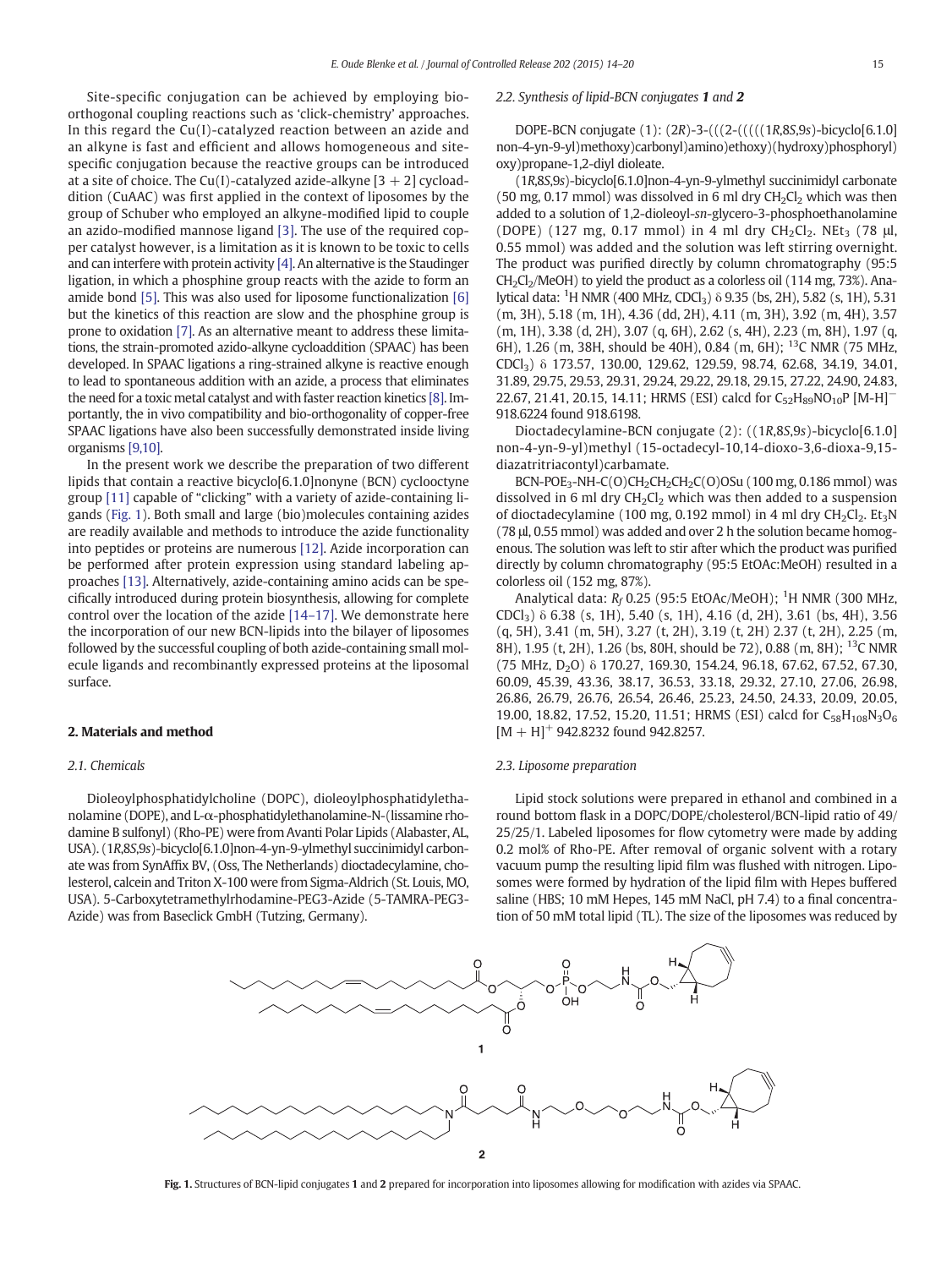Site-specific conjugation can be achieved by employing bioorthogonal coupling reactions such as 'click-chemistry' approaches. In this regard the Cu(I)-catalyzed reaction between an azide and an alkyne is fast and efficient and allows homogeneous and site-specific conjugation because the reactive groups can be introduced at a site of choice. The Cu(I)-catalyzed azide-alkyne [3 + 2] cycloaddition (CuAAC) was first applied in the context of liposomes by the group of Schuber who employed an alkyne-modified lipid to couple an azido-modified mannose ligand [3]. The use of the required copper catalyst however, is a limitation as it is known to be toxic to cells and can interfere with protein activity [4]. An alternative is the Staudinger ligation, in which a phosphine group reacts with the azide to form an amide bond [5]. This was also used for liposome functionalization [6] but the kinetics of this reaction are slow and the phosphine group is prone to oxidation [7]. As an alternative meant to address these limitations, the strain-promoted azido-alkyne cycloaddition (SPAAC) has been developed. In SPAAC ligations a ring-strained alkyne is reactive enough to lead to spontaneous addition with an azide, a process that eliminates the need for a toxic metal catalyst and with faster reaction kinetics [8]. Importantly, the in vivo compatibility and bio-orthogonality of copper-free SPAAC ligations have also been successfully demonstrated inside living organisms [9,10].

In the present work we describe the preparation of two different lipids that contain a reactive bicyclo[6.1.0]nonyne (BCN) cyclooctyne group [11] capable of "clicking" with a variety of azide-containing ligands (Fig. 1). Both small and large (bio)molecules containing azides are readily available and methods to introduce the azide functionality into peptides or proteins are numerous [12]. Azide incorporation can be performed after protein expression using standard labeling approaches [13]. Alternatively, azide-containing amino acids can be specifically introduced during protein biosynthesis, allowing for complete control over the location of the azide [14–17]. We demonstrate here the incorporation of our new BCN-lipids into the bilayer of liposomes followed by the successful coupling of both azide-containing small molecule ligands and recombinantly expressed proteins at the liposomal surface.

## 2. Materials and method

### 2.1. Chemicals

Dioleoylphosphatidylcholine (DOPC), dioleoylphosphatidylethanolamine (DOPE), and L-α-phosphatidylethanolamine-N-(lissamine rhodamine B sulfonyl) (Rho-PE) were from Avanti Polar Lipids (Alabaster, AL, USA). (1*R*,8*S*,9*s*)-bicyclo[6.1.0]non-4-yn-9-ylmethyl succinimidyl carbonate was from SynAffix BV, (Oss, The Netherlands) dioctadecylamine, cholesterol, calcein and Triton X-100 were from Sigma-Aldrich (St. Louis, MO, USA). 5-Carboxytetramethylrhodamine-PEG3-Azide (5-TAMRA-PEG3-Azide) was from Baseclick GmbH (Tutzing, Germany).

### 2.2. Synthesis of lipid-BCN conjugates 1 and 2

DOPE-BCN conjugate (1): (2*R*)-3-(((2-(((((1*R*,8*S*,9*s*)-bicyclo[6.1.0]non-4-yn-9-yl)methoxy)carbonyl)amino)ethoxy)(hydroxy)phosphoryl)oxy)propane-1,2-diyl dioleate.

(1*R*,8*S*,9*s*)-bicyclo[6.1.0]non-4-yn-9-ylmethyl succinimidyl carbonate (50 mg, 0.17 mmol) was dissolved in 6 ml dry $CH_2Cl_2$ which was then added to a solution of 1,2-dioleoyl-*sn*-glycero-3-phosphoethanolamine (DOPE) (127 mg, 0.17 mmol) in 4 ml dry $CH_2Cl_2$. $NEt_3$ (78 μl, 0.55 mmol) was added and the solution was left stirring overnight. The product was purified directly by column chromatography (95:5 $CH_2Cl_2$/MeOH) to yield the product as a colorless oil (114 mg, 73%). Analytical data: $^1H$ NMR (400 MHz, $CDCl_3$) δ 9.35 (bs, 2H), 5.82 (s, 1H), 5.31 (m, 3H), 5.18 (m, 1H), 4.36 (dd, 2H), 4.11 (m, 3H), 3.92 (m, 4H), 3.57 (m, 1H), 3.38 (d, 2H), 3.07 (q, 6H), 2.62 (s, 4H), 2.23 (m, 8H), 1.97 (q, 6H), 1.26 (m, 38H, should be 40H), 0.84 (m, 6H); $^{13}C$ NMR (75 MHz, $CDCl_3$) δ 173.57, 130.00, 129.62, 129.59, 98.74, 62.68, 34.19, 34.01, 31.89, 29.75, 29.53, 29.31, 29.24, 29.22, 29.18, 29.15, 27.22, 24.90, 24.83, 22.67, 21.41, 20.15, 14.11; HRMS (ESI) calcd for $C_{52}H_{89}NO_{10}P$ $[M\text{-}H]^-$ 918.6224 found 918.6198.

Dioctadecylamine-BCN conjugate (2): ((1*R*,8*S*,9*s*)-bicyclo[6.1.0]non-4-yn-9-yl)methyl (15-octadecyl-10,14-dioxo-3,6-dioxa-9,15-diazatritriacontyl)carbamate.

BCN-POE$_3$-NH-C(O)$CH_2CH_2CH_2$C(O)OSu (100 mg, 0.186 mmol) was dissolved in 6 ml dry $CH_2Cl_2$ which was then added to a suspension of dioctadecylamine (100 mg, 0.192 mmol) in 4 ml dry $CH_2Cl_2$. $Et_3N$ (78 μl, 0.55 mmol) was added and over 2 h the solution became homogenous. The solution was left to stir after which the product was purified directly by column chromatography (95:5 EtOAc:MeOH) resulted in a colorless oil (152 mg, 87%).

Analytical data: $R_f$ 0.25 (95:5 EtOAc/MeOH); $^1H$ NMR (300 MHz, $CDCl_3$) δ 6.38 (s, 1H), 5.40 (s, 1H), 4.16 (d, 2H), 3.61 (bs, 4H), 3.56 (q, 5H), 3.41 (m, 5H), 3.27 (t, 2H), 3.19 (t, 2H) 2.37 (t, 2H), 2.25 (m, 8H), 1.95 (t, 2H), 1.26 (bs, 80H, should be 72), 0.88 (m, 8H); $^{13}C$ NMR (75 MHz, $D_2O$) δ 170.27, 169.30, 154.24, 96.18, 67.62, 67.52, 67.30, 60.09, 45.39, 43.36, 38.17, 36.53, 33.18, 29.32, 27.10, 27.06, 26.98, 26.86, 26.79, 26.76, 26.54, 26.46, 25.23, 24.50, 24.33, 20.09, 20.05, 19.00, 18.82, 17.52, 15.20, 11.51; HRMS (ESI) calcd for $C_{58}H_{108}N_3O_6$ $[M + H]^+$ 942.8232 found 942.8257.

### 2.3. Liposome preparation

Lipid stock solutions were prepared in ethanol and combined in a round bottom flask in a DOPC/DOPE/cholesterol/BCN-lipid ratio of 49/25/25/1. Labeled liposomes for flow cytometry were made by adding 0.2 mol% of Rho-PE. After removal of organic solvent with a rotary vacuum pump the resulting lipid film was flushed with nitrogen. Liposomes were formed by hydration of the lipid film with Hepes buffered saline (HBS; 10 mM Hepes, 145 mM NaCl, pH 7.4) to a final concentration of 50 mM total lipid (TL). The size of the liposomes was reduced by

**Fig. 1.** Structures of BCN-lipid conjugates **1** and **2** prepared for incorporation into liposomes allowing for modification with azides via SPAAC.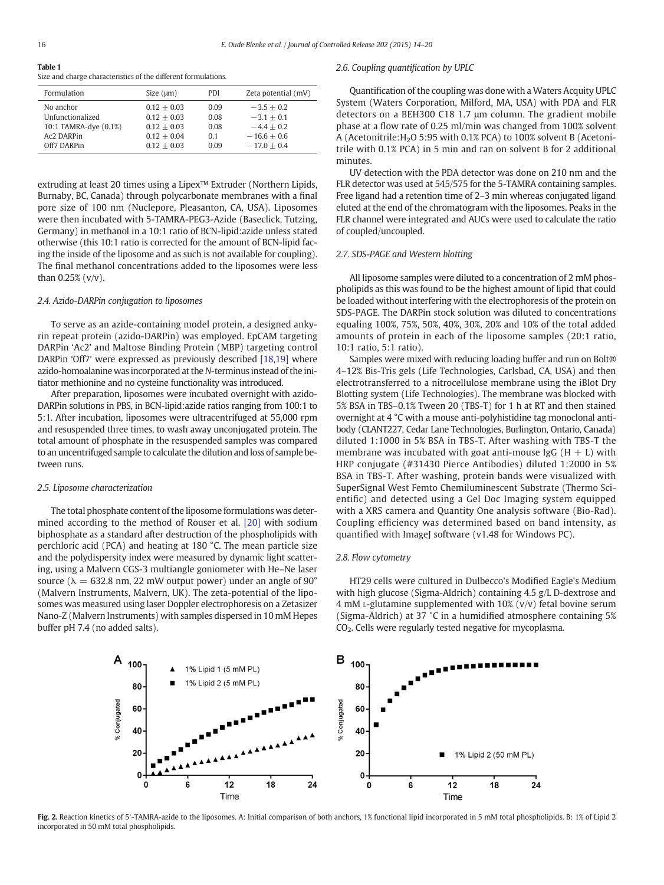**Table 1**
Size and charge characteristics of the different formulations.

| Formulation | Size (μm) | PDI | Zeta potential (mV) |
|---|---|---|---|
| No anchor | 0.12 ± 0.03 | 0.09 | −3.5 ± 0.2 |
| Unfunctionalized | 0.12 ± 0.03 | 0.08 | −3.1 ± 0.1 |
| 10:1 TAMRA-dye (0.1%) | 0.12 ± 0.03 | 0.08 | −4.4 ± 0.2 |
| Ac2 DARPin | 0.12 ± 0.04 | 0.1 | −16.6 ± 0.6 |
| Off7 DARPin | 0.12 ± 0.03 | 0.09 | −17.0 ± 0.4 |

extruding at least 20 times using a Lipex™ Extruder (Northern Lipids, Burnaby, BC, Canada) through polycarbonate membranes with a final pore size of 100 nm (Nuclepore, Pleasanton, CA, USA). Liposomes were then incubated with 5-TAMRA-PEG3-Azide (Baseclick, Tutzing, Germany) in methanol in a 10:1 ratio of BCN-lipid:azide unless stated otherwise (this 10:1 ratio is corrected for the amount of BCN-lipid facing the inside of the liposome and as such is not available for coupling). The final methanol concentrations added to the liposomes were less than 0.25% (v/v).

### 2.4. Azido-DARPin conjugation to liposomes

To serve as an azide-containing model protein, a designed ankyrin repeat protein (azido-DARPin) was employed. EpCAM targeting DARPin 'Ac2' and Maltose Binding Protein (MBP) targeting control DARPin 'Off7' were expressed as previously described [18,19] where azido-homoalanine was incorporated at the *N*-terminus instead of the initiator methionine and no cysteine functionality was introduced.

After preparation, liposomes were incubated overnight with azido-DARPin solutions in PBS, in BCN-lipid:azide ratios ranging from 100:1 to 5:1. After incubation, liposomes were ultracentrifuged at 55,000 rpm and resuspended three times, to wash away unconjugated protein. The total amount of phosphate in the resuspended samples was compared to an uncentrifuged sample to calculate the dilution and loss of sample between runs.

### 2.5. Liposome characterization

The total phosphate content of the liposome formulations was determined according to the method of Rouser et al. [20] with sodium biphosphate as a standard after destruction of the phospholipids with perchloric acid (PCA) and heating at 180 °C. The mean particle size and the polydispersity index were measured by dynamic light scattering, using a Malvern CGS-3 multiangle goniometer with He–Ne laser source ($\lambda = 632.8$ nm, 22 mW output power) under an angle of 90° (Malvern Instruments, Malvern, UK). The zeta-potential of the liposomes was measured using laser Doppler electrophoresis on a Zetasizer Nano-Z (Malvern Instruments) with samples dispersed in 10 mM Hepes buffer pH 7.4 (no added salts).

### 2.6. Coupling quantification by UPLC

Quantification of the coupling was done with a Waters Acquity UPLC System (Waters Corporation, Milford, MA, USA) with PDA and FLR detectors on a BEH300 C18 1.7 μm column. The gradient mobile phase at a flow rate of 0.25 ml/min was changed from 100% solvent A (Acetonitrile:$H_2O$ 5:95 with 0.1% PCA) to 100% solvent B (Acetonitrile with 0.1% PCA) in 5 min and ran on solvent B for 2 additional minutes.

UV detection with the PDA detector was done on 210 nm and the FLR detector was used at 545/575 for the 5-TAMRA containing samples. Free ligand had a retention time of 2–3 min whereas conjugated ligand eluted at the end of the chromatogram with the liposomes. Peaks in the FLR channel were integrated and AUCs were used to calculate the ratio of coupled/uncoupled.

### 2.7. SDS-PAGE and Western blotting

All liposome samples were diluted to a concentration of 2 mM phospholipids as this was found to be the highest amount of lipid that could be loaded without interfering with the electrophoresis of the protein on SDS-PAGE. The DARPin stock solution was diluted to concentrations equaling 100%, 75%, 50%, 40%, 30%, 20% and 10% of the total added amounts of protein in each of the liposome samples (20:1 ratio, 10:1 ratio, 5:1 ratio).

Samples were mixed with reducing loading buffer and run on Bolt® 4–12% Bis-Tris gels (Life Technologies, Carlsbad, CA, USA) and then electrotransferred to a nitrocellulose membrane using the iBlot Dry Blotting system (Life Technologies). The membrane was blocked with 5% BSA in TBS–0.1% Tween 20 (TBS-T) for 1 h at RT and then stained overnight at 4 °C with a mouse anti-polyhistidine tag monoclonal antibody (CLANT227, Cedar Lane Technologies, Burlington, Ontario, Canada) diluted 1:1000 in 5% BSA in TBS-T. After washing with TBS-T the membrane was incubated with goat anti-mouse IgG (H + L) with HRP conjugate (#31430 Pierce Antibodies) diluted 1:2000 in 5% BSA in TBS-T. After washing, protein bands were visualized with SuperSignal West Femto Chemiluminescent Substrate (Thermo Scientific) and detected using a Gel Doc Imaging system equipped with a XRS camera and Quantity One analysis software (Bio-Rad). Coupling efficiency was determined based on band intensity, as quantified with ImageJ software (v1.48 for Windows PC).

### 2.8. Flow cytometry

HT29 cells were cultured in Dulbecco's Modified Eagle's Medium with high glucose (Sigma-Aldrich) containing 4.5 g/L D-dextrose and 4 mM L-glutamine supplemented with 10% (v/v) fetal bovine serum (Sigma-Aldrich) at 37 °C in a humidified atmosphere containing 5% $CO_2$. Cells were regularly tested negative for mycoplasma.

**Fig. 2.** Reaction kinetics of 5′-TAMRA-azide to the liposomes. A: Initial comparison of both anchors, 1% functional lipid incorporated in 5 mM total phospholipids. B: 1% of Lipid 2 incorporated in 50 mM total phospholipids.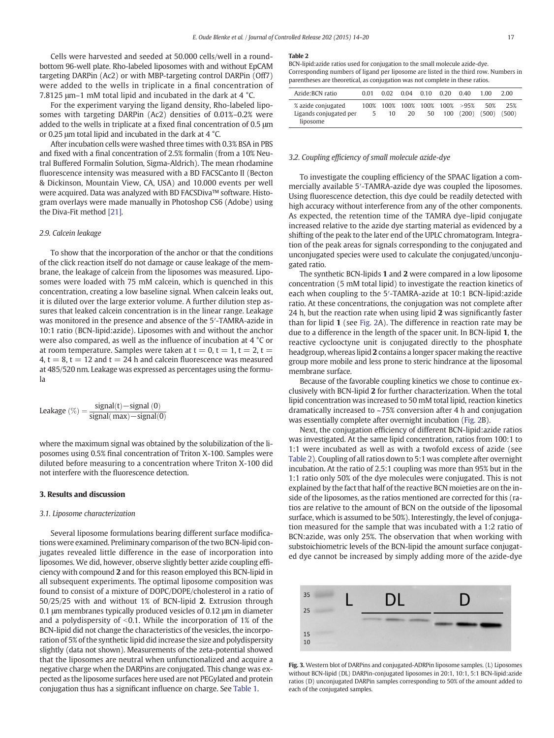Cells were harvested and seeded at 50.000 cells/well in a round-bottom 96-well plate. Rho-labeled liposomes with and without EpCAM targeting DARPin (Ac2) or with MBP-targeting control DARPin (Off7) were added to the wells in triplicate in a final concentration of 7.8125 μm–1 mM total lipid and incubated in the dark at 4 °C.

For the experiment varying the ligand density, Rho-labeled liposomes with targeting DARPin (Ac2) densities of 0.01%–0.2% were added to the wells in triplicate at a fixed final concentration of 0.5 μm or 0.25 μm total lipid and incubated in the dark at 4 °C.

After incubation cells were washed three times with 0.3% BSA in PBS and fixed with a final concentration of 2.5% formalin (from a 10% Neutral Buffered Formalin Solution, Sigma-Aldrich). The mean rhodamine fluorescence intensity was measured with a BD FACSCanto II (Becton & Dickinson, Mountain View, CA, USA) and 10.000 events per well were acquired. Data was analyzed with BD FACSDiva™ software. Histogram overlays were made manually in Photoshop CS6 (Adobe) using the Diva-Fit method [21].

### 2.9. Calcein leakage

To show that the incorporation of the anchor or that the conditions of the click reaction itself do not damage or cause leakage of the membrane, the leakage of calcein from the liposomes was measured. Liposomes were loaded with 75 mM calcein, which is quenched in this concentration, creating a low baseline signal. When calcein leaks out, it is diluted over the large exterior volume. A further dilution step assures that leaked calcein concentration is in the linear range. Leakage was monitored in the presence and absence of the 5′-TAMRA-azide in 10:1 ratio (BCN-lipid:azide). Liposomes with and without the anchor were also compared, as well as the influence of incubation at 4 °C or at room temperature. Samples were taken at $t = 0$, $t = 1$, $t = 2$, $t = 4$, $t = 8$, $t = 12$ and $t = 24$ h and calcein fluorescence was measured at 485/520 nm. Leakage was expressed as percentages using the formula

$$\text{Leakage}\ (\%) = \frac{\text{signal}(t) - \text{signal}\ (0)}{\text{signal}(\max) - \text{signal}(0)}$$

where the maximum signal was obtained by the solubilization of the liposomes using 0.5% final concentration of Triton X-100. Samples were diluted before measuring to a concentration where Triton X-100 did not interfere with the fluorescence detection.

## 3. Results and discussion

### 3.1. Liposome characterization

Several liposome formulations bearing different surface modifications were examined. Preliminary comparison of the two BCN-lipid conjugates revealed little difference in the ease of incorporation into liposomes. We did, however, observe slightly better azide coupling efficiency with compound **2** and for this reason employed this BCN-lipid in all subsequent experiments. The optimal liposome composition was found to consist of a mixture of DOPC/DOPE/cholesterol in a ratio of 50/25/25 with and without 1% of BCN-lipid **2**. Extrusion through 0.1 μm membranes typically produced vesicles of 0.12 μm in diameter and a polydispersity of <0.1. While the incorporation of 1% of the BCN-lipid did not change the characteristics of the vesicles, the incorporation of 5% of the synthetic lipid did increase the size and polydispersity slightly (data not shown). Measurements of the zeta-potential showed that the liposomes are neutral when unfunctionalized and acquire a negative charge when the DARPins are conjugated. This change was expected as the liposome surfaces here used are not PEGylated and protein conjugation thus has a significant influence on charge. See Table 1.

**Table 2**
BCN-lipid:azide ratios used for conjugation to the small molecule azide-dye. Corresponding numbers of ligand per liposome are listed in the third row. Numbers in parentheses are theoretical, as conjugation was not complete in these ratios.

| Azide:BCN ratio | 0.01 | 0.02 | 0.04 | 0.10 | 0.20 | 0.40 | 1.00 | 2.00 |
|---|---|---|---|---|---|---|---|---|
| % azide conjugated | 100% | 100% | 100% | 100% | 100% | >95% | 50% | 25% |
| Ligands conjugated per liposome | 5 | 10 | 20 | 50 | 100 | (200) | (500) | (500) |

### 3.2. Coupling efficiency of small molecule azide-dye

To investigate the coupling efficiency of the SPAAC ligation a commercially available 5′-TAMRA-azide dye was coupled the liposomes. Using fluorescence detection, this dye could be readily detected with high accuracy without interference from any of the other components. As expected, the retention time of the TAMRA dye–lipid conjugate increased relative to the azide dye starting material as evidenced by a shifting of the peak to the later end of the UPLC chromatogram. Integration of the peak areas for signals corresponding to the conjugated and unconjugated species were used to calculate the conjugated/unconjugated ratio.

The synthetic BCN-lipids **1** and **2** were compared in a low liposome concentration (5 mM total lipid) to investigate the reaction kinetics of each when coupling to the 5′-TAMRA-azide at 10:1 BCN-lipid:azide ratio. At these concentrations, the conjugation was not complete after 24 h, but the reaction rate when using lipid **2** was significantly faster than for lipid **1** (see Fig. 2A). The difference in reaction rate may be due to a difference in the length of the spacer unit. In BCN-lipid **1**, the reactive cyclooctyne unit is conjugated directly to the phosphate headgroup, whereas lipid **2** contains a longer spacer making the reactive group more mobile and less prone to steric hindrance at the liposomal membrane surface.

Because of the favorable coupling kinetics we chose to continue exclusively with BCN-lipid **2** for further characterization. When the total lipid concentration was increased to 50 mM total lipid, reaction kinetics dramatically increased to ~75% conversion after 4 h and conjugation was essentially complete after overnight incubation (Fig. 2B).

Next, the conjugation efficiency of different BCN-lipid:azide ratios was investigated. At the same lipid concentration, ratios from 100:1 to 1:1 were incubated as well as with a twofold excess of azide (see Table 2). Coupling of all ratios down to 5:1 was complete after overnight incubation. At the ratio of 2.5:1 coupling was more than 95% but in the 1:1 ratio only 50% of the dye molecules were conjugated. This is not explained by the fact that half of the reactive BCN moieties are on the inside of the liposomes, as the ratios mentioned are corrected for this (ratios are relative to the amount of BCN on the outside of the liposomal surface, which is assumed to be 50%). Interestingly, the level of conjugation measured for the sample that was incubated with a 1:2 ratio of BCN:azide, was only 25%. The observation that when working with substoichiometric levels of the BCN-lipid the amount surface conjugated dye cannot be increased by simply adding more of the azide-dye

**Fig. 3.** Western blot of DARPins and conjugated-ADRPin liposome samples. (L) Liposomes without BCN-lipid (DL) DARPin-conjugated liposomes in 20:1, 10:1, 5:1 BCN-lipid:azide ratios (D) unconjugated DARPin samples corresponding to 50% of the amount added to each of the conjugated samples.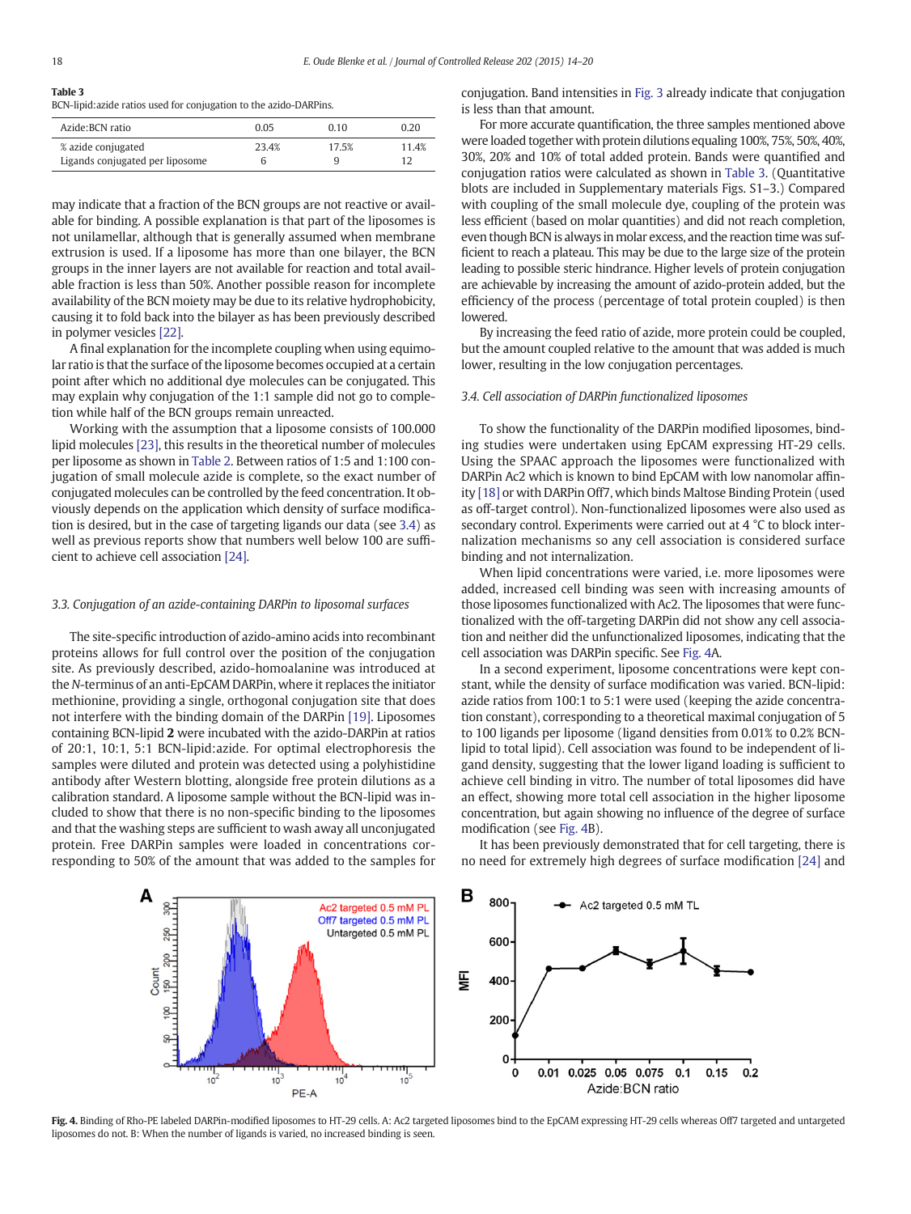**Table 3**
BCN-lipid:azide ratios used for conjugation to the azido-DARPins.

| Azide:BCN ratio | 0.05 | 0.10 | 0.20 |
|---|---|---|---|
| % azide conjugated | 23.4% | 17.5% | 11.4% |
| Ligands conjugated per liposome | 6 | 9 | 12 |

may indicate that a fraction of the BCN groups are not reactive or available for binding. A possible explanation is that part of the liposomes is not unilamellar, although that is generally assumed when membrane extrusion is used. If a liposome has more than one bilayer, the BCN groups in the inner layers are not available for reaction and total available fraction is less than 50%. Another possible reason for incomplete availability of the BCN moiety may be due to its relative hydrophobicity, causing it to fold back into the bilayer as has been previously described in polymer vesicles [22].

A final explanation for the incomplete coupling when using equimolar ratio is that the surface of the liposome becomes occupied at a certain point after which no additional dye molecules can be conjugated. This may explain why conjugation of the 1:1 sample did not go to completion while half of the BCN groups remain unreacted.

Working with the assumption that a liposome consists of 100.000 lipid molecules [23], this results in the theoretical number of molecules per liposome as shown in Table 2. Between ratios of 1:5 and 1:100 conjugation of small molecule azide is complete, so the exact number of conjugated molecules can be controlled by the feed concentration. It obviously depends on the application which density of surface modification is desired, but in the case of targeting ligands our data (see 3.4) as well as previous reports show that numbers well below 100 are sufficient to achieve cell association [24].

### 3.3. Conjugation of an azide-containing DARPin to liposomal surfaces

The site-specific introduction of azido-amino acids into recombinant proteins allows for full control over the position of the conjugation site. As previously described, azido-homoalanine was introduced at the *N*-terminus of an anti-EpCAM DARPin, where it replaces the initiator methionine, providing a single, orthogonal conjugation site that does not interfere with the binding domain of the DARPin [19]. Liposomes containing BCN-lipid **2** were incubated with the azido-DARPin at ratios of 20:1, 10:1, 5:1 BCN-lipid:azide. For optimal electrophoresis the samples were diluted and protein was detected using a polyhistidine antibody after Western blotting, alongside free protein dilutions as a calibration standard. A liposome sample without the BCN-lipid was included to show that there is no non-specific binding to the liposomes and that the washing steps are sufficient to wash away all unconjugated protein. Free DARPin samples were loaded in concentrations corresponding to 50% of the amount that was added to the samples for conjugation. Band intensities in Fig. 3 already indicate that conjugation is less than that amount.

For more accurate quantification, the three samples mentioned above were loaded together with protein dilutions equaling 100%, 75%, 50%, 40%, 30%, 20% and 10% of total added protein. Bands were quantified and conjugation ratios were calculated as shown in Table 3. (Quantitative blots are included in Supplementary materials Figs. S1–3.) Compared with coupling of the small molecule dye, coupling of the protein was less efficient (based on molar quantities) and did not reach completion, even though BCN is always in molar excess, and the reaction time was sufficient to reach a plateau. This may be due to the large size of the protein leading to possible steric hindrance. Higher levels of protein conjugation are achievable by increasing the amount of azido-protein added, but the efficiency of the process (percentage of total protein coupled) is then lowered.

By increasing the feed ratio of azide, more protein could be coupled, but the amount coupled relative to the amount that was added is much lower, resulting in the low conjugation percentages.

### 3.4. Cell association of DARPin functionalized liposomes

To show the functionality of the DARPin modified liposomes, binding studies were undertaken using EpCAM expressing HT-29 cells. Using the SPAAC approach the liposomes were functionalized with DARPin Ac2 which is known to bind EpCAM with low nanomolar affinity [18] or with DARPin Off7, which binds Maltose Binding Protein (used as off-target control). Non-functionalized liposomes were also used as secondary control. Experiments were carried out at 4 °C to block internalization mechanisms so any cell association is considered surface binding and not internalization.

When lipid concentrations were varied, i.e. more liposomes were added, increased cell binding was seen with increasing amounts of those liposomes functionalized with Ac2. The liposomes that were functionalized with the off-targeting DARPin did not show any cell association and neither did the unfunctionalized liposomes, indicating that the cell association was DARPin specific. See Fig. 4A.

In a second experiment, liposome concentrations were kept constant, while the density of surface modification was varied. BCN-lipid: azide ratios from 100:1 to 5:1 were used (keeping the azide concentration constant), corresponding to a theoretical maximal conjugation of 5 to 100 ligands per liposome (ligand densities from 0.01% to 0.2% BCN-lipid to total lipid). Cell association was found to be independent of ligand density, suggesting that the lower ligand loading is sufficient to achieve cell binding in vitro. The number of total liposomes did have an effect, showing more total cell association in the higher liposome concentration, but again showing no influence of the degree of surface modification (see Fig. 4B).

It has been previously demonstrated that for cell targeting, there is no need for extremely high degrees of surface modification [24] and

**Fig. 4.** Binding of Rho-PE labeled DARPin-modified liposomes to HT-29 cells. A: Ac2 targeted liposomes bind to the EpCAM expressing HT-29 cells whereas Off7 targeted and untargeted liposomes do not. B: When the number of ligands is varied, no increased binding is seen.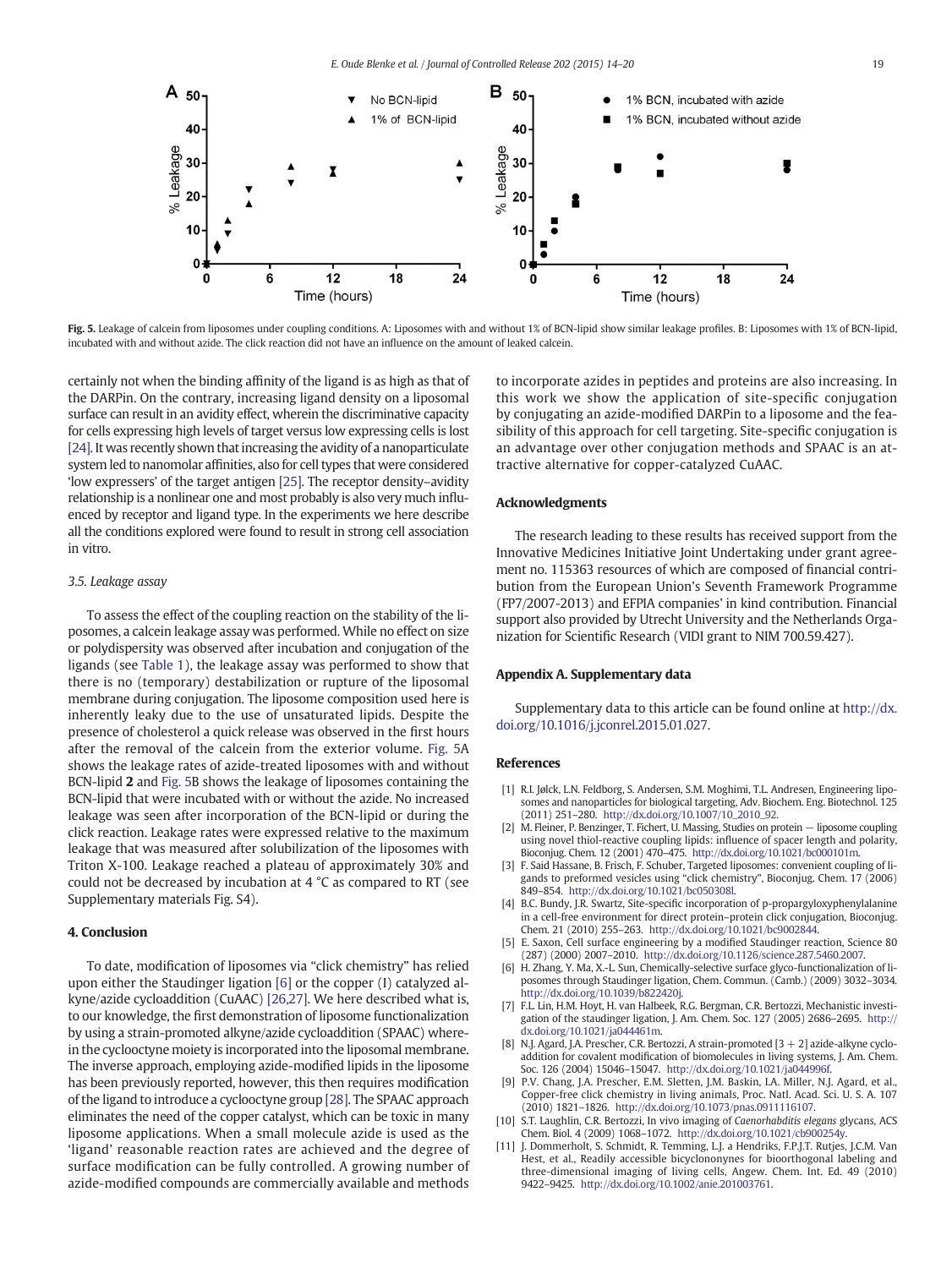Fig. 5. Leakage of calcein from liposomes under coupling conditions. A: Liposomes with and without 1% of BCN-lipid show similar leakage profiles. B: Liposomes with 1% of BCN-lipid, incubated with and without azide. The click reaction did not have an influence on the amount of leaked calcein.

certainly not when the binding affinity of the ligand is as high as that of the DARPin. On the contrary, increasing ligand density on a liposomal surface can result in an avidity effect, wherein the discriminative capacity for cells expressing high levels of target versus low expressing cells is lost [24]. It was recently shown that increasing the avidity of a nanoparticulate system led to nanomolar affinities, also for cell types that were considered 'low expressers' of the target antigen [25]. The receptor density–avidity relationship is a nonlinear one and most probably is also very much influenced by receptor and ligand type. In the experiments we here describe all the conditions explored were found to result in strong cell association in vitro.

### 3.5. Leakage assay

To assess the effect of the coupling reaction on the stability of the liposomes, a calcein leakage assay was performed. While no effect on size or polydispersity was observed after incubation and conjugation of the ligands (see Table 1), the leakage assay was performed to show that there is no (temporary) destabilization or rupture of the liposomal membrane during conjugation. The liposome composition used here is inherently leaky due to the use of unsaturated lipids. Despite the presence of cholesterol a quick release was observed in the first hours after the removal of the calcein from the exterior volume. Fig. 5A shows the leakage rates of azide-treated liposomes with and without BCN-lipid **2** and Fig. 5B shows the leakage of liposomes containing the BCN-lipid that were incubated with or without the azide. No increased leakage was seen after incorporation of the BCN-lipid or during the click reaction. Leakage rates were expressed relative to the maximum leakage that was measured after solubilization of the liposomes with Triton X-100. Leakage reached a plateau of approximately 30% and could not be decreased by incubation at 4 °C as compared to RT (see Supplementary materials Fig. S4).

## 4. Conclusion

To date, modification of liposomes via "click chemistry" has relied upon either the Staudinger ligation [6] or the copper (I) catalyzed alkyne/azide cycloaddition (CuAAC) [26,27]. We here described what is, to our knowledge, the first demonstration of liposome functionalization by using a strain-promoted alkyne/azide cycloaddition (SPAAC) wherein the cyclooctyne moiety is incorporated into the liposomal membrane. The inverse approach, employing azide-modified lipids in the liposome has been previously reported, however, this then requires modification of the ligand to introduce a cyclooctyne group [28]. The SPAAC approach eliminates the need of the copper catalyst, which can be toxic in many liposome applications. When a small molecule azide is used as the 'ligand' reasonable reaction rates are achieved and the degree of surface modification can be fully controlled. A growing number of azide-modified compounds are commercially available and methods to incorporate azides in peptides and proteins are also increasing. In this work we show the application of site-specific conjugation by conjugating an azide-modified DARPin to a liposome and the feasibility of this approach for cell targeting. Site-specific conjugation is an advantage over other conjugation methods and SPAAC is an attractive alternative for copper-catalyzed CuAAC.

## Acknowledgments

The research leading to these results has received support from the Innovative Medicines Initiative Joint Undertaking under grant agreement no. 115363 resources of which are composed of financial contribution from the European Union's Seventh Framework Programme (FP7/2007-2013) and EFPIA companies' in kind contribution. Financial support also provided by Utrecht University and the Netherlands Organization for Scientific Research (VIDI grant to NIM 700.59.427).

## Appendix A. Supplementary data

Supplementary data to this article can be found online at http://dx.doi.org/10.1016/j.jconrel.2015.01.027.

## References

[1] R.I. Jølck, L.N. Feldborg, S. Andersen, S.M. Moghimi, T.L. Andresen, Engineering liposomes and nanoparticles for biological targeting, Adv. Biochem. Eng. Biotechnol. 125 (2011) 251–280. http://dx.doi.org/10.1007/10_2010_92.

[2] M. Fleiner, P. Benzinger, T. Fichert, U. Massing, Studies on protein — liposome coupling using novel thiol-reactive coupling lipids: influence of spacer length and polarity, Bioconjug. Chem. 12 (2001) 470–475. http://dx.doi.org/10.1021/bc000101m.

[3] F. Said Hassane, B. Frisch, F. Schuber, Targeted liposomes: convenient coupling of ligands to preformed vesicles using "click chemistry", Bioconjug. Chem. 17 (2006) 849–854. http://dx.doi.org/10.1021/bc050308l.

[4] B.C. Bundy, J.R. Swartz, Site-specific incorporation of p-propargyloxyphenylalanine in a cell-free environment for direct protein–protein click conjugation, Bioconjug. Chem. 21 (2010) 255–263. http://dx.doi.org/10.1021/bc9002844.

[5] E. Saxon, Cell surface engineering by a modified Staudinger reaction, Science 80 (287) (2000) 2007–2010. http://dx.doi.org/10.1126/science.287.5460.2007.

[6] H. Zhang, Y. Ma, X.-L. Sun, Chemically-selective surface glyco-functionalization of liposomes through Staudinger ligation, Chem. Commun. (Camb.) (2009) 3032–3034. http://dx.doi.org/10.1039/b822420j.

[7] F.L. Lin, H.M. Hoyt, H. van Halbeek, R.G. Bergman, C.R. Bertozzi, Mechanistic investigation of the staudinger ligation, J. Am. Chem. Soc. 127 (2005) 2686–2695. http://dx.doi.org/10.1021/ja044461m.

[8] N.J. Agard, J.A. Prescher, C.R. Bertozzi, A strain-promoted [3 + 2] azide-alkyne cycloaddition for covalent modification of biomolecules in living systems, J. Am. Chem. Soc. 126 (2004) 15046–15047. http://dx.doi.org/10.1021/ja044996f.

[9] P.V. Chang, J.A. Prescher, E.M. Sletten, J.M. Baskin, I.A. Miller, N.J. Agard, et al., Copper-free click chemistry in living animals, Proc. Natl. Acad. Sci. U. S. A. 107 (2010) 1821–1826. http://dx.doi.org/10.1073/pnas.0911116107.

[10] S.T. Laughlin, C.R. Bertozzi, In vivo imaging of *Caenorhabditis elegans* glycans, ACS Chem. Biol. 4 (2009) 1068–1072. http://dx.doi.org/10.1021/cb900254y.

[11] J. Dommerholt, S. Schmidt, R. Temming, L.J. a Hendriks, F.P.J.T. Rutjes, J.C.M. Van Hest, et al., Readily accessible bicyclononynes for bioorthogonal labeling and three-dimensional imaging of living cells, Angew. Chem. Int. Ed. 49 (2010) 9422–9425. http://dx.doi.org/10.1002/anie.201003761.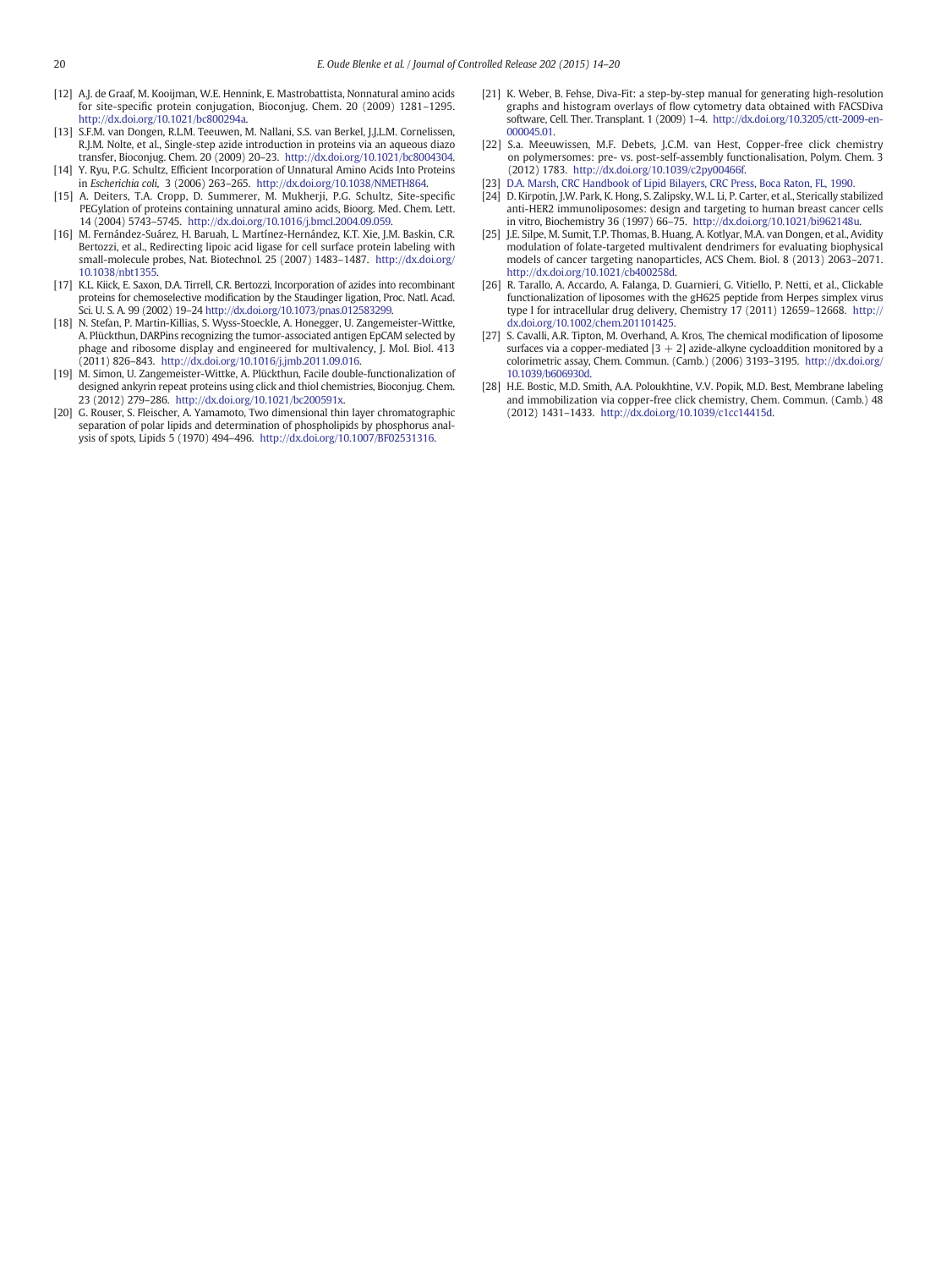[12] A.J. de Graaf, M. Kooijman, W.E. Hennink, E. Mastrobattista, Nonnatural amino acids for site-specific protein conjugation, Bioconjug. Chem. 20 (2009) 1281–1295. http://dx.doi.org/10.1021/bc800294a.

[13] S.F.M. van Dongen, R.L.M. Teeuwen, M. Nallani, S.S. van Berkel, J.J.L.M. Cornelissen, R.J.M. Nolte, et al., Single-step azide introduction in proteins via an aqueous diazo transfer, Bioconjug. Chem. 20 (2009) 20–23. http://dx.doi.org/10.1021/bc8004304.

[14] Y. Ryu, P.G. Schultz, Efficient Incorporation of Unnatural Amino Acids Into Proteins in *Escherichia coli*, 3 (2006) 263–265. http://dx.doi.org/10.1038/NMETH864.

[15] A. Deiters, T.A. Cropp, D. Summerer, M. Mukherji, P.G. Schultz, Site-specific PEGylation of proteins containing unnatural amino acids, Bioorg. Med. Chem. Lett. 14 (2004) 5743–5745. http://dx.doi.org/10.1016/j.bmcl.2004.09.059.

[16] M. Fernández-Suárez, H. Baruah, L. Martínez-Hernández, K.T. Xie, J.M. Baskin, C.R. Bertozzi, et al., Redirecting lipoic acid ligase for cell surface protein labeling with small-molecule probes, Nat. Biotechnol. 25 (2007) 1483–1487. http://dx.doi.org/10.1038/nbt1355.

[17] K.L. Kiick, E. Saxon, D.A. Tirrell, C.R. Bertozzi, Incorporation of azides into recombinant proteins for chemoselective modification by the Staudinger ligation, Proc. Natl. Acad. Sci. U. S. A. 99 (2002) 19–24 http://dx.doi.org/10.1073/pnas.012583299.

[18] N. Stefan, P. Martin-Killias, S. Wyss-Stoeckle, A. Honegger, U. Zangemeister-Wittke, A. Plückthun, DARPins recognizing the tumor-associated antigen EpCAM selected by phage and ribosome display and engineered for multivalency, J. Mol. Biol. 413 (2011) 826–843. http://dx.doi.org/10.1016/j.jmb.2011.09.016.

[19] M. Simon, U. Zangemeister-Wittke, A. Plückthun, Facile double-functionalization of designed ankyrin repeat proteins using click and thiol chemistries, Bioconjug. Chem. 23 (2012) 279–286. http://dx.doi.org/10.1021/bc200591x.

[20] G. Rouser, S. Fleischer, A. Yamamoto, Two dimensional thin layer chromatographic separation of polar lipids and determination of phospholipids by phosphorus analysis of spots, Lipids 5 (1970) 494–496. http://dx.doi.org/10.1007/BF02531316.

[21] K. Weber, B. Fehse, Diva-Fit: a step-by-step manual for generating high-resolution graphs and histogram overlays of flow cytometry data obtained with FACSDiva software, Cell. Ther. Transplant. 1 (2009) 1–4. http://dx.doi.org/10.3205/ctt-2009-en-000045.01.

[22] S.a. Meeuwissen, M.F. Debets, J.C.M. van Hest, Copper-free click chemistry on polymersomes: pre- vs. post-self-assembly functionalisation, Polym. Chem. 3 (2012) 1783. http://dx.doi.org/10.1039/c2py00466f.

[23] D.A. Marsh, CRC Handbook of Lipid Bilayers, CRC Press, Boca Raton, FL, 1990.

[24] D. Kirpotin, J.W. Park, K. Hong, S. Zalipsky, W.L. Li, P. Carter, et al., Sterically stabilized anti-HER2 immunoliposomes: design and targeting to human breast cancer cells in vitro, Biochemistry 36 (1997) 66–75. http://dx.doi.org/10.1021/bi962148u.

[25] J.E. Silpe, M. Sumit, T.P. Thomas, B. Huang, A. Kotlyar, M.A. van Dongen, et al., Avidity modulation of folate-targeted multivalent dendrimers for evaluating biophysical models of cancer targeting nanoparticles, ACS Chem. Biol. 8 (2013) 2063–2071. http://dx.doi.org/10.1021/cb400258d.

[26] R. Tarallo, A. Accardo, A. Falanga, D. Guarnieri, G. Vitiello, P. Netti, et al., Clickable functionalization of liposomes with the gH625 peptide from Herpes simplex virus type I for intracellular drug delivery, Chemistry 17 (2011) 12659–12668. http://dx.doi.org/10.1002/chem.201101425.

[27] S. Cavalli, A.R. Tipton, M. Overhand, A. Kros, The chemical modification of liposome surfaces via a copper-mediated [3 + 2] azide-alkyne cycloaddition monitored by a colorimetric assay, Chem. Commun. (Camb.) (2006) 3193–3195. http://dx.doi.org/10.1039/b606930d.

[28] H.E. Bostic, M.D. Smith, A.A. Poloukhtine, V.V. Popik, M.D. Best, Membrane labeling and immobilization via copper-free click chemistry, Chem. Commun. (Camb.) 48 (2012) 1431–1433. http://dx.doi.org/10.1039/c1cc14415d.